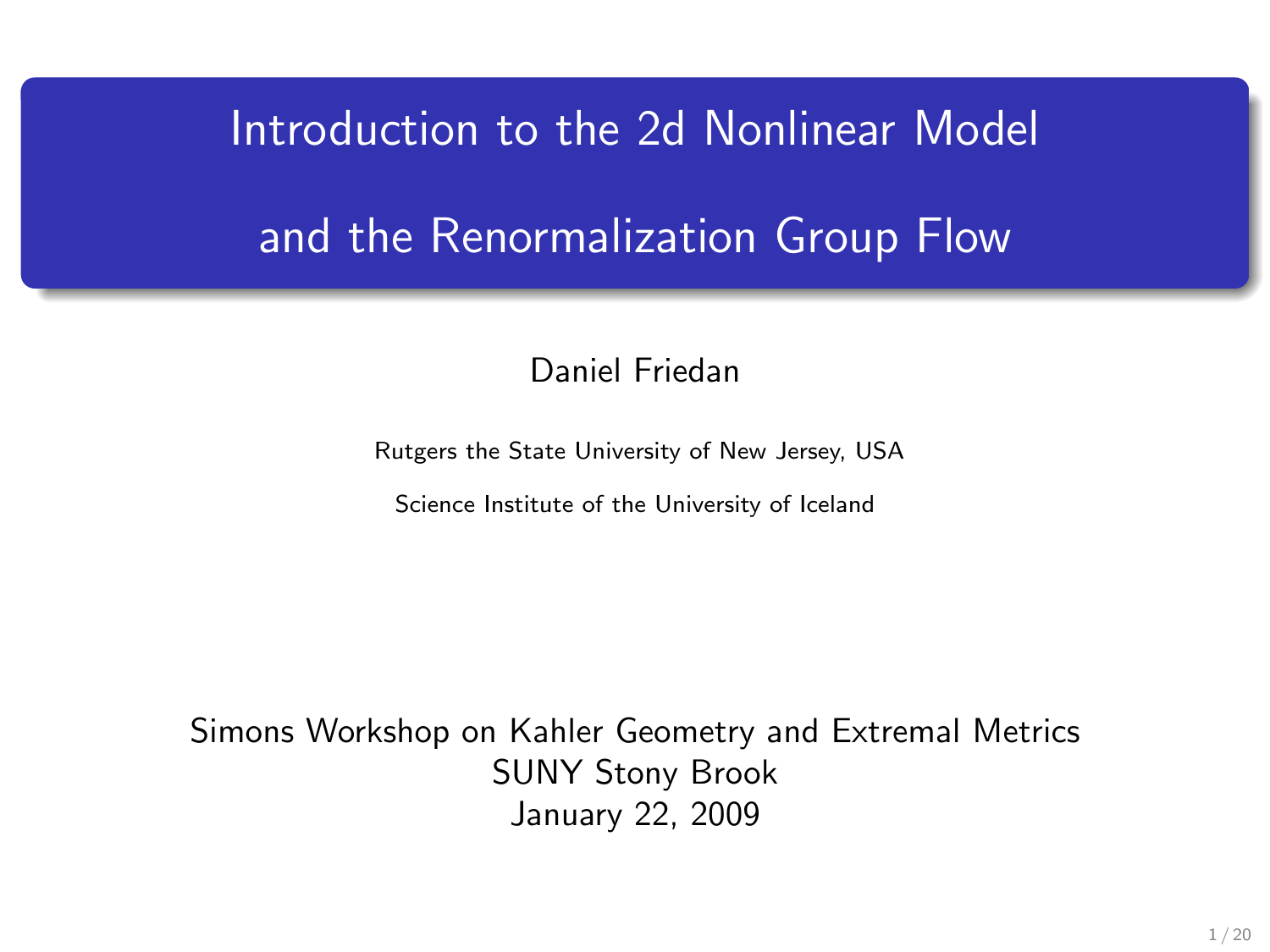# Introduction to the 2d Nonlinear Model and the Renormalization Group Flow

Daniel Friedan

Rutgers the State University of New Jersey, USA

Science Institute of the University of Iceland

Simons Workshop on Kahler Geometry and Extremal Metrics
SUNY Stony Brook
January 22, 2009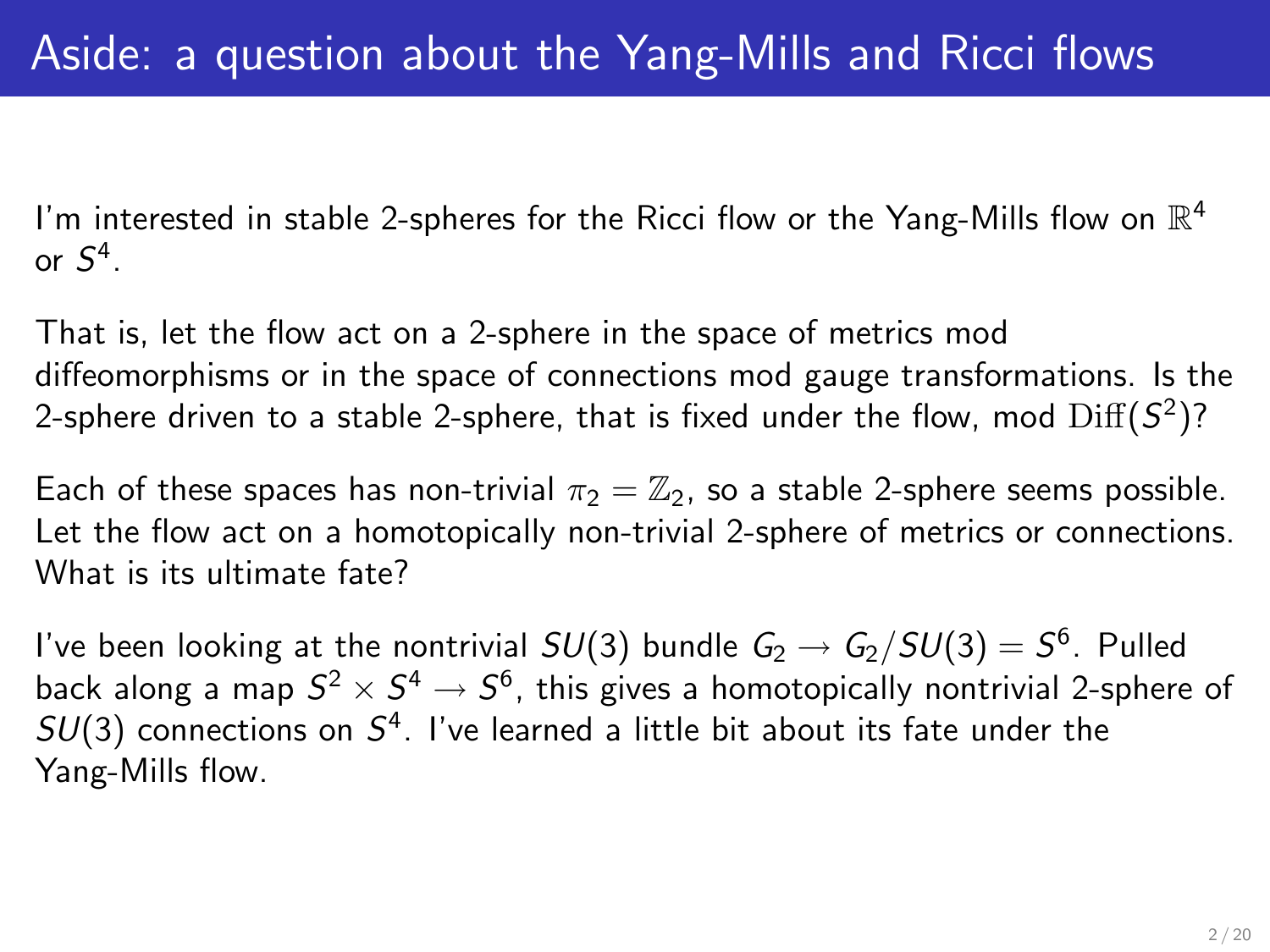# Aside: a question about the Yang-Mills and Ricci flows

I'm interested in stable 2-spheres for the Ricci flow or the Yang-Mills flow on $\mathbb{R}^4$ or $S^4$.

That is, let the flow act on a 2-sphere in the space of metrics mod diffeomorphisms or in the space of connections mod gauge transformations. Is the 2-sphere driven to a stable 2-sphere, that is fixed under the flow, mod $\mathrm{Diff}(S^2)$?

Each of these spaces has non-trivial $\pi_2 = \mathbb{Z}_2$, so a stable 2-sphere seems possible. Let the flow act on a homotopically non-trivial 2-sphere of metrics or connections. What is its ultimate fate?

I've been looking at the nontrivial $SU(3)$ bundle $G_2 \to G_2/SU(3) = S^6$. Pulled back along a map $S^2 \times S^4 \to S^6$, this gives a homotopically nontrivial 2-sphere of $SU(3)$ connections on $S^4$. I've learned a little bit about its fate under the Yang-Mills flow.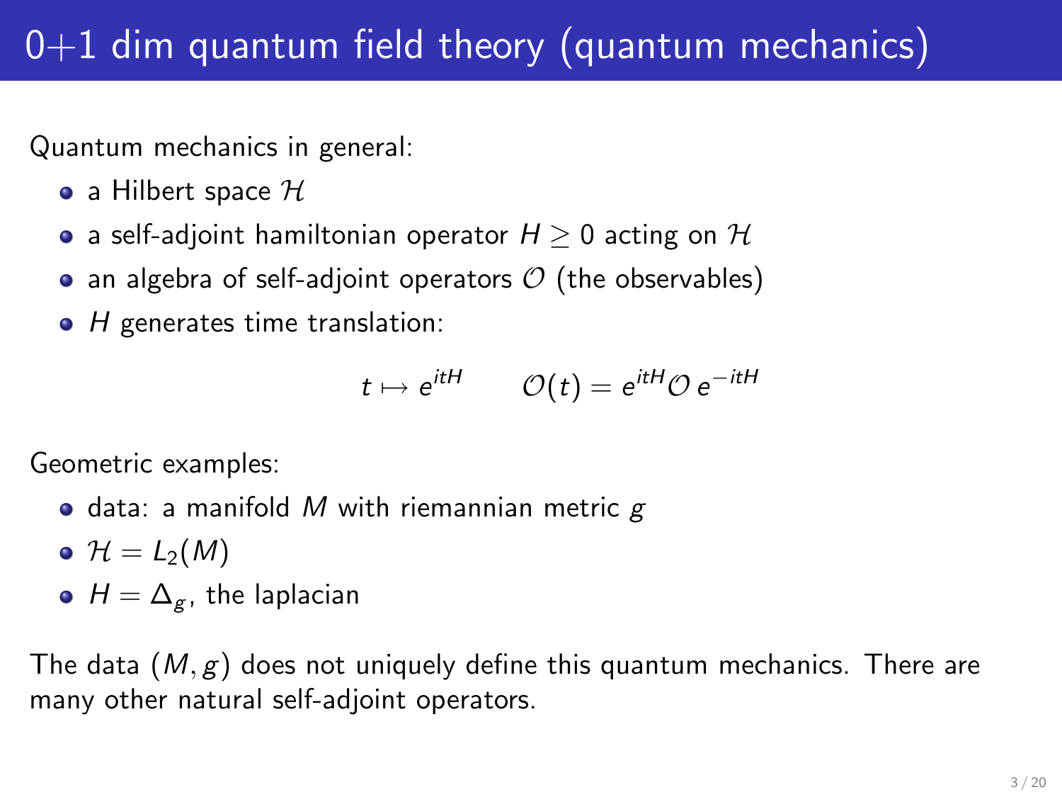# 0+1 dim quantum field theory (quantum mechanics)

Quantum mechanics in general:

- a Hilbert space $\mathcal{H}$
- a self-adjoint hamiltonian operator $H \geq 0$ acting on $\mathcal{H}$
- an algebra of self-adjoint operators $\mathcal{O}$ (the observables)
- $H$ generates time translation:

$$t \mapsto e^{itH} \qquad \mathcal{O}(t) = e^{itH}\mathcal{O}\, e^{-itH}$$

Geometric examples:

- data: a manifold $M$ with riemannian metric $g$
- $\mathcal{H} = L_2(M)$
- $H = \Delta_g$, the laplacian

The data $(M, g)$ does not uniquely define this quantum mechanics. There are many other natural self-adjoint operators.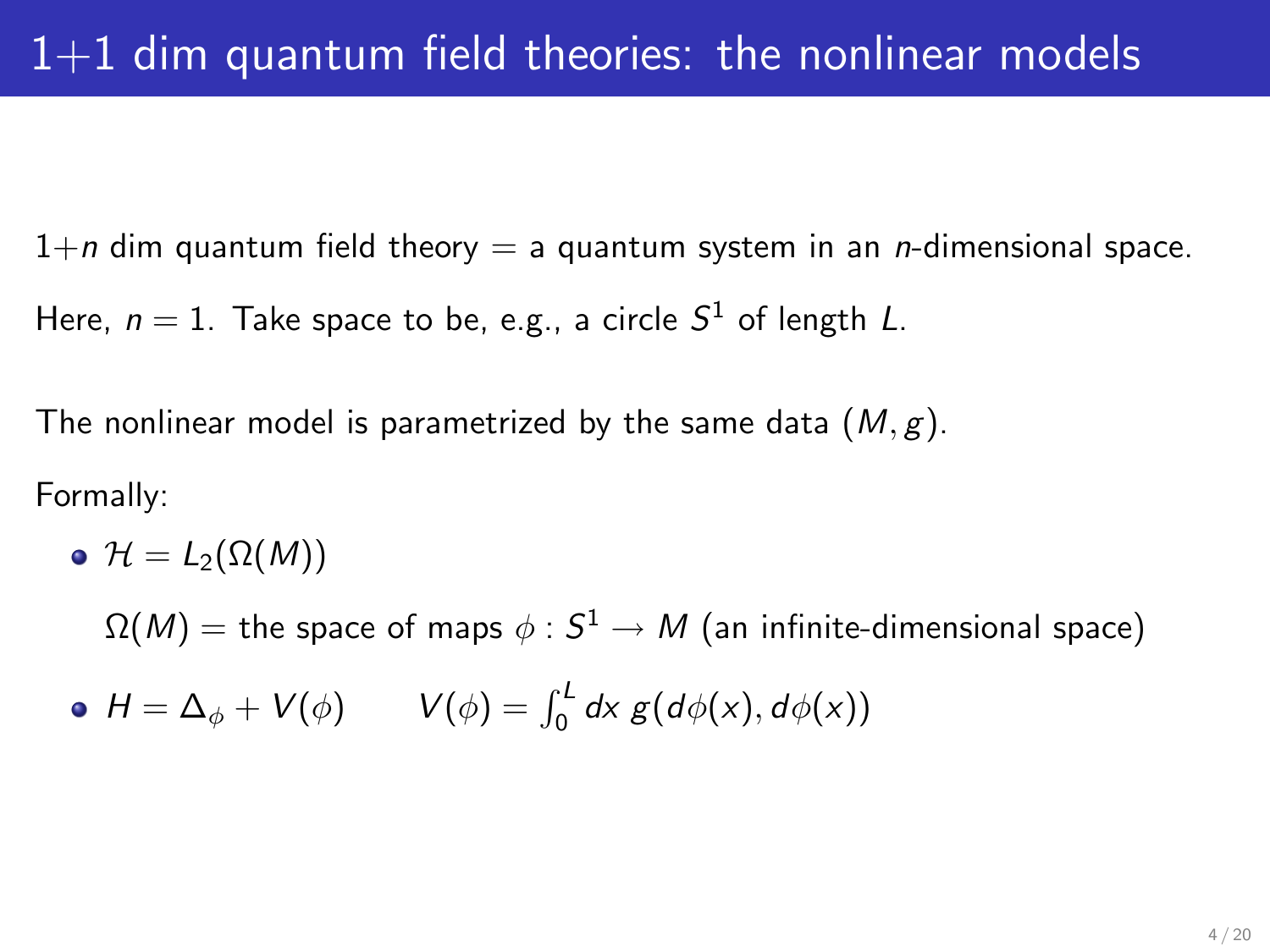# 1+1 dim quantum field theories: the nonlinear models

$1+n$ dim quantum field theory = a quantum system in an $n$-dimensional space.

Here, $n = 1$. Take space to be, e.g., a circle $S^1$ of length $L$.

The nonlinear model is parametrized by the same data $(M, g)$.

Formally:

- $\mathcal{H} = L_2(\Omega(M))$

  $\Omega(M)$ = the space of maps $\phi : S^1 \to M$ (an infinite-dimensional space)

- $H = \Delta_\phi + V(\phi) \qquad V(\phi) = \int_0^L dx \; g(d\phi(x), d\phi(x))$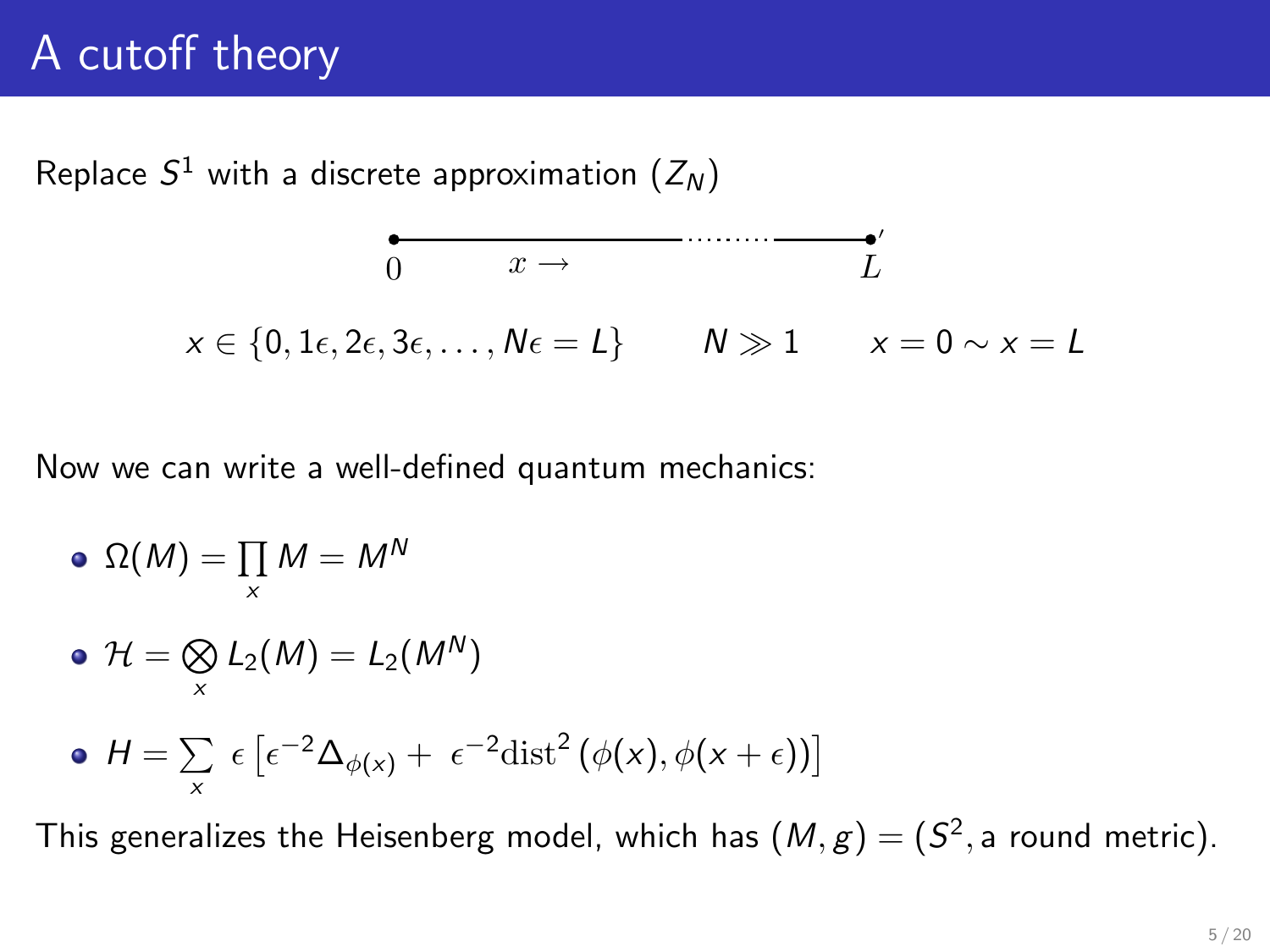# A cutoff theory

Replace $S^1$ with a discrete approximation ($Z_N$)

$$x \in \{0, 1\epsilon, 2\epsilon, 3\epsilon, \ldots, N\epsilon = L\} \qquad N \gg 1 \qquad x = 0 \sim x = L$$

Now we can write a well-defined quantum mechanics:

- $\Omega(M) = \prod_x M = M^N$
- $\mathcal{H} = \bigotimes_x L_2(M) = L_2(M^N)$
- $H = \sum_x \epsilon \left[\epsilon^{-2} \Delta_{\phi(x)} + \epsilon^{-2} \mathrm{dist}^2 \left(\phi(x), \phi(x+\epsilon)\right)\right]$

This generalizes the Heisenberg model, which has $(M, g) = (S^2,$ a round metric$)$.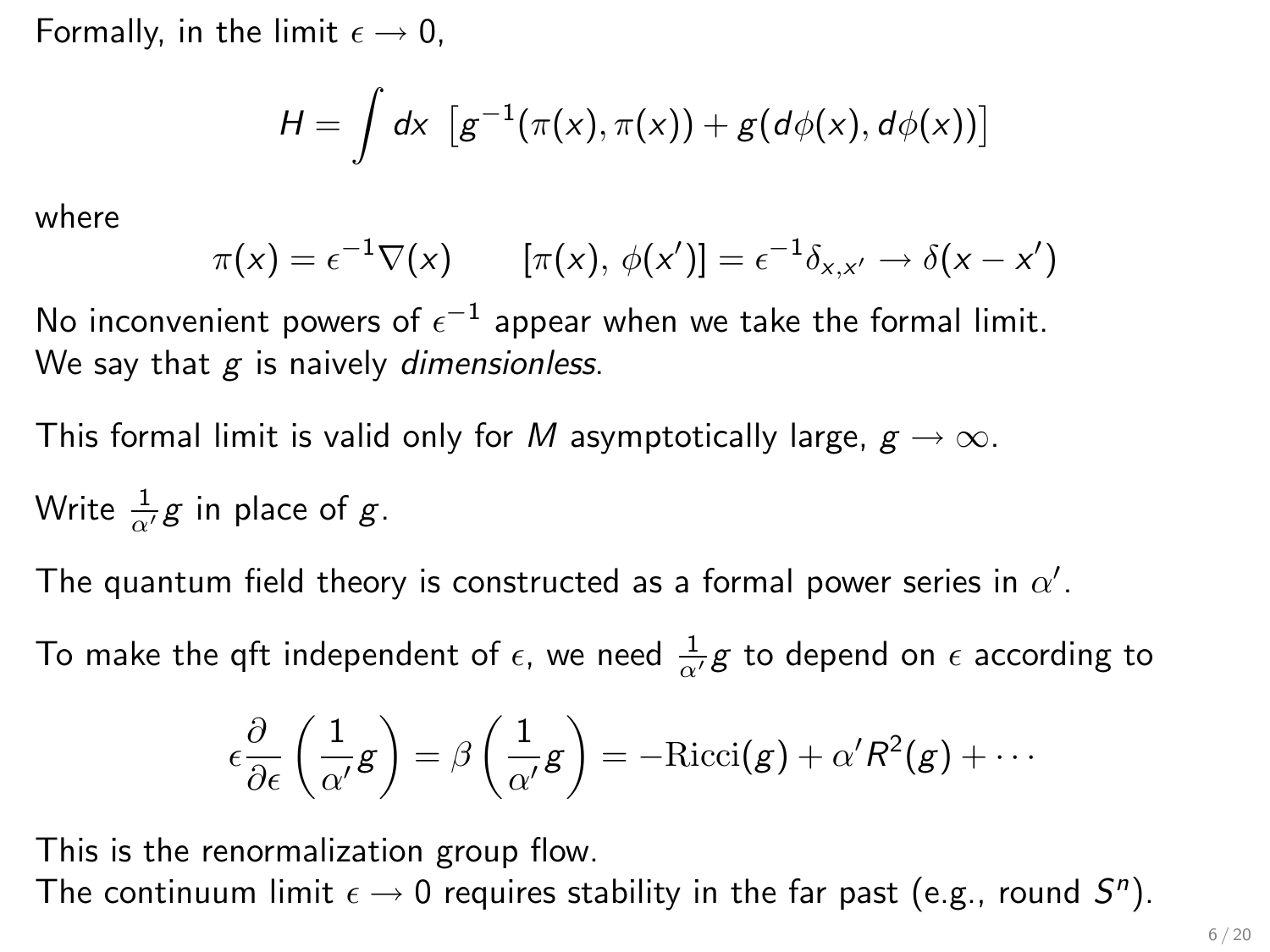Formally, in the limit $\epsilon \to 0$,

$$H = \int dx \ \left[ g^{-1}(\pi(x), \pi(x)) + g(d\phi(x), d\phi(x)) \right]$$

where

$$\pi(x) = \epsilon^{-1} \nabla(x) \qquad [\pi(x), \, \phi(x')] = \epsilon^{-1} \delta_{x,x'} \to \delta(x - x')$$

No inconvenient powers of $\epsilon^{-1}$ appear when we take the formal limit.
We say that $g$ is naively *dimensionless*.

This formal limit is valid only for $M$ asymptotically large, $g \to \infty$.

Write $\frac{1}{\alpha'} g$ in place of $g$.

The quantum field theory is constructed as a formal power series in $\alpha'$.

To make the qft independent of $\epsilon$, we need $\frac{1}{\alpha'} g$ to depend on $\epsilon$ according to

$$\epsilon \frac{\partial}{\partial \epsilon} \left( \frac{1}{\alpha'} g \right) = \beta \left( \frac{1}{\alpha'} g \right) = -\mathrm{Ricci}(g) + \alpha' R^2(g) + \cdots$$

This is the renormalization group flow.
The continuum limit $\epsilon \to 0$ requires stability in the far past (e.g., round $S^n$).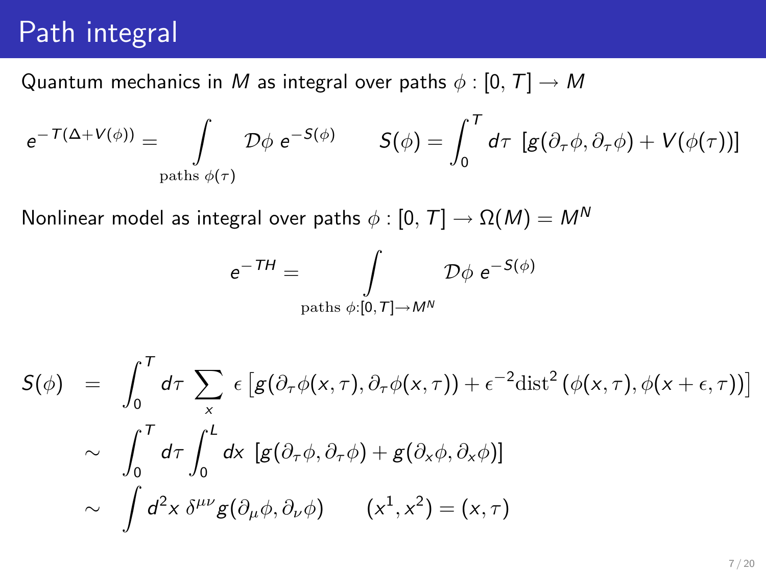# Path integral

Quantum mechanics in $M$ as integral over paths $\phi : [0, T] \to M$

$$e^{-T(\Delta + V(\phi))} = \int_{\text{paths } \phi(\tau)} \mathcal{D}\phi \; e^{-S(\phi)} \qquad S(\phi) = \int_0^T d\tau \; [g(\partial_\tau \phi, \partial_\tau \phi) + V(\phi(\tau))]$$

Nonlinear model as integral over paths $\phi : [0, T] \to \Omega(M) = M^N$

$$e^{-TH} = \int_{\text{paths } \phi : [0,T] \to M^N} \mathcal{D}\phi \; e^{-S(\phi)}$$

$$\begin{aligned}
S(\phi) &= \int_0^T d\tau \sum_x \epsilon \left[ g(\partial_\tau \phi(x,\tau), \partial_\tau \phi(x,\tau)) + \epsilon^{-2} \mathrm{dist}^2 \left( \phi(x,\tau), \phi(x+\epsilon,\tau) \right) \right] \\
&\sim \int_0^T d\tau \int_0^L dx \; [g(\partial_\tau \phi, \partial_\tau \phi) + g(\partial_x \phi, \partial_x \phi)] \\
&\sim \int d^2x \; \delta^{\mu\nu} g(\partial_\mu \phi, \partial_\nu \phi) \qquad (x^1, x^2) = (x, \tau)
\end{aligned}$$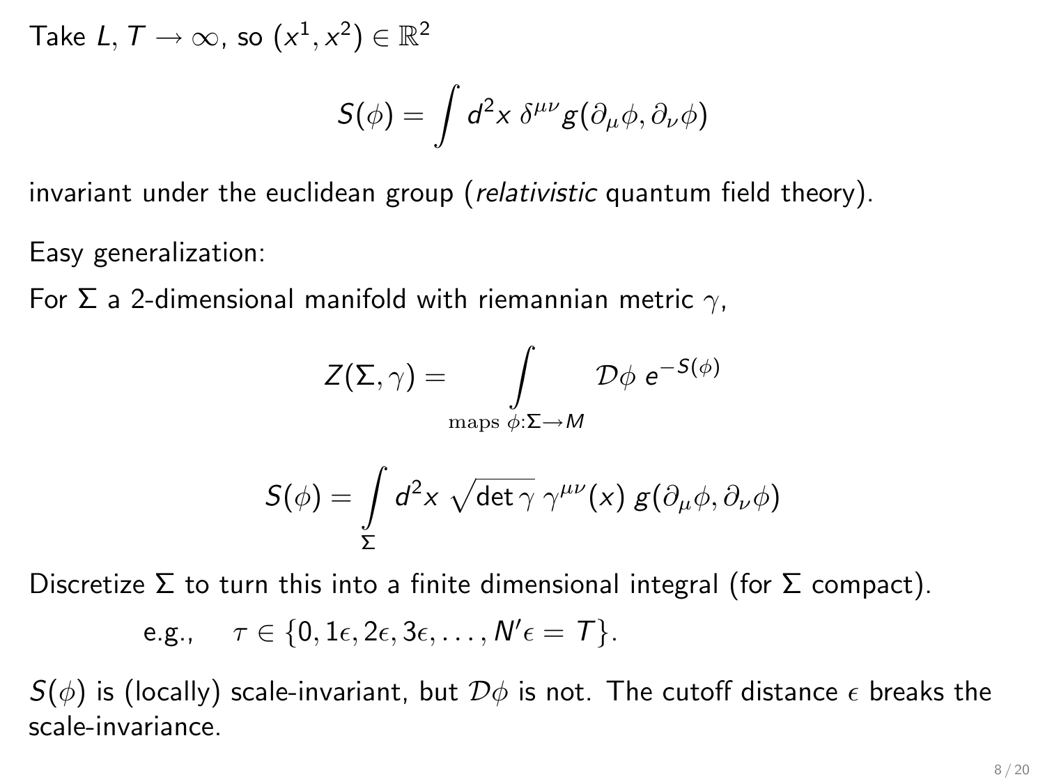Take $L, T \to \infty$, so $(x^1, x^2) \in \mathbb{R}^2$

$$S(\phi) = \int d^2x \; \delta^{\mu\nu} g(\partial_\mu \phi, \partial_\nu \phi)$$

invariant under the euclidean group (*relativistic* quantum field theory).

Easy generalization:

For $\Sigma$ a 2-dimensional manifold with riemannian metric $\gamma$,

$$Z(\Sigma, \gamma) = \int_{\text{maps } \phi: \Sigma \to M} \mathcal{D}\phi \; e^{-S(\phi)}$$

$$S(\phi) = \int_\Sigma d^2x \; \sqrt{\det \gamma} \; \gamma^{\mu\nu}(x) \; g(\partial_\mu \phi, \partial_\nu \phi)$$

Discretize $\Sigma$ to turn this into a finite dimensional integral (for $\Sigma$ compact).

e.g., $\quad \tau \in \{0, 1\epsilon, 2\epsilon, 3\epsilon, \ldots, N'\epsilon = T\}$.

$S(\phi)$ is (locally) scale-invariant, but $\mathcal{D}\phi$ is not. The cutoff distance $\epsilon$ breaks the scale-invariance.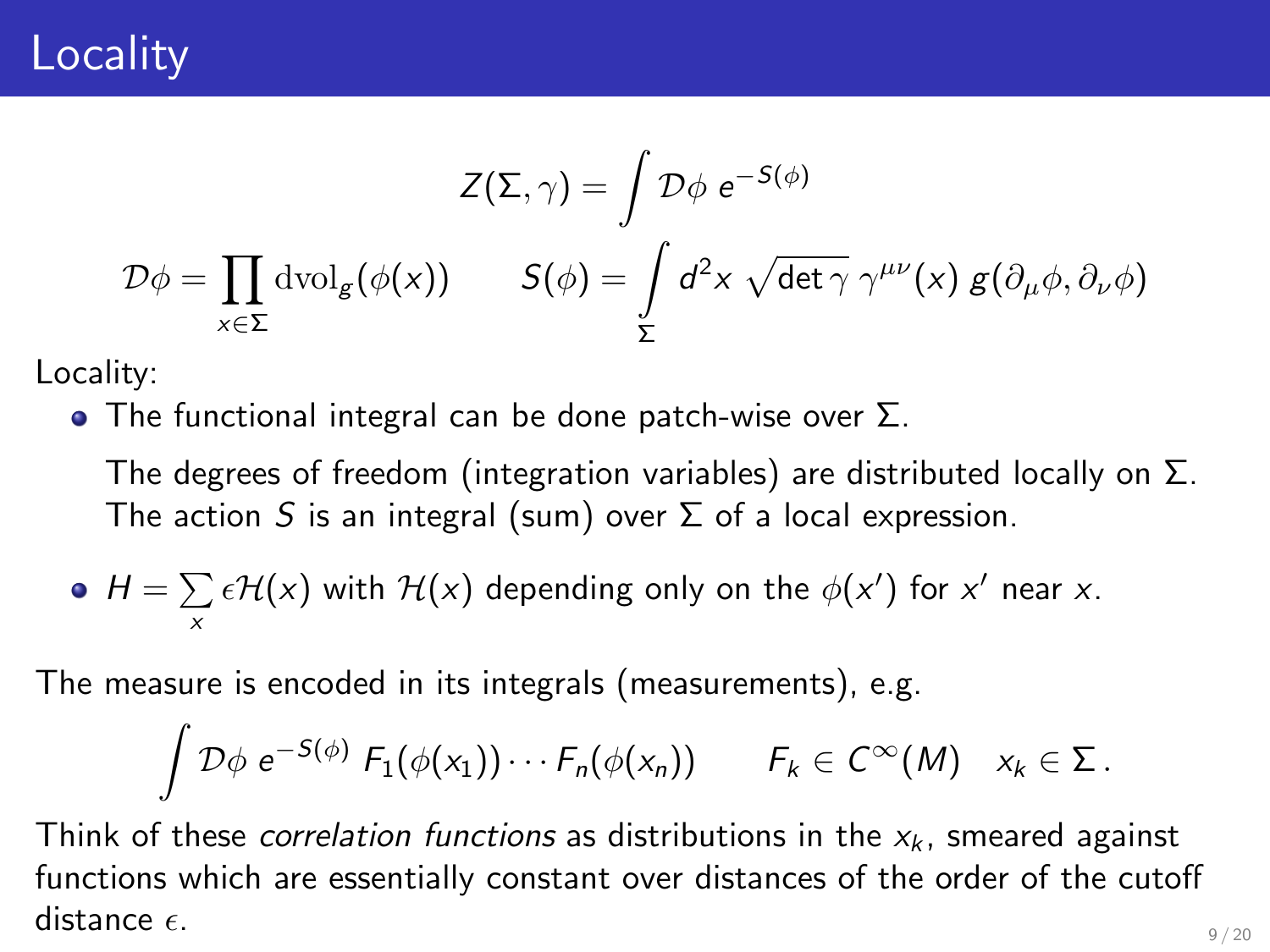# Locality

$$Z(\Sigma, \gamma) = \int \mathcal{D}\phi \; e^{-S(\phi)}$$

$$\mathcal{D}\phi = \prod_{x \in \Sigma} \mathrm{dvol}_g(\phi(x)) \qquad S(\phi) = \int_\Sigma d^2x \; \sqrt{\det \gamma} \; \gamma^{\mu\nu}(x) \; g(\partial_\mu \phi, \partial_\nu \phi)$$

Locality:

- The functional integral can be done patch-wise over $\Sigma$.

  The degrees of freedom (integration variables) are distributed locally on $\Sigma$. The action $S$ is an integral (sum) over $\Sigma$ of a local expression.

- $H = \sum_x \epsilon \mathcal{H}(x)$ with $\mathcal{H}(x)$ depending only on the $\phi(x')$ for $x'$ near $x$.

The measure is encoded in its integrals (measurements), e.g.

$$\int \mathcal{D}\phi \; e^{-S(\phi)} \; F_1(\phi(x_1)) \cdots F_n(\phi(x_n)) \qquad F_k \in C^\infty(M) \quad x_k \in \Sigma \,.$$

Think of these *correlation functions* as distributions in the $x_k$, smeared against functions which are essentially constant over distances of the order of the cutoff distance $\epsilon$.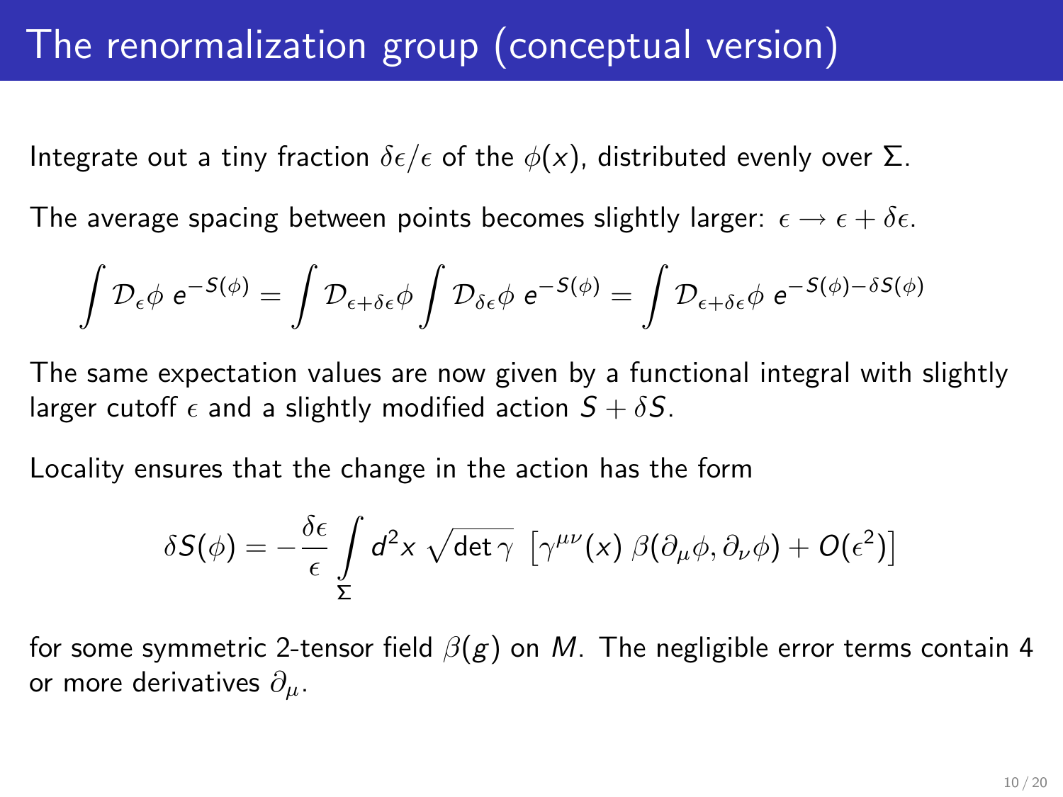# The renormalization group (conceptual version)

Integrate out a tiny fraction $\delta\epsilon/\epsilon$ of the $\phi(x)$, distributed evenly over $\Sigma$.

The average spacing between points becomes slightly larger: $\epsilon \to \epsilon + \delta\epsilon$.

$$\int \mathcal{D}_\epsilon \phi \; e^{-S(\phi)} = \int \mathcal{D}_{\epsilon+\delta\epsilon}\phi \int \mathcal{D}_{\delta\epsilon}\phi \; e^{-S(\phi)} = \int \mathcal{D}_{\epsilon+\delta\epsilon}\phi \; e^{-S(\phi)-\delta S(\phi)}$$

The same expectation values are now given by a functional integral with slightly larger cutoff $\epsilon$ and a slightly modified action $S + \delta S$.

Locality ensures that the change in the action has the form

$$\delta S(\phi) = -\frac{\delta\epsilon}{\epsilon} \int_\Sigma d^2x \, \sqrt{\det \gamma} \; \left[\gamma^{\mu\nu}(x) \, \beta(\partial_\mu\phi, \partial_\nu\phi) + O(\epsilon^2)\right]$$

for some symmetric 2-tensor field $\beta(g)$ on $M$. The negligible error terms contain 4 or more derivatives $\partial_\mu$.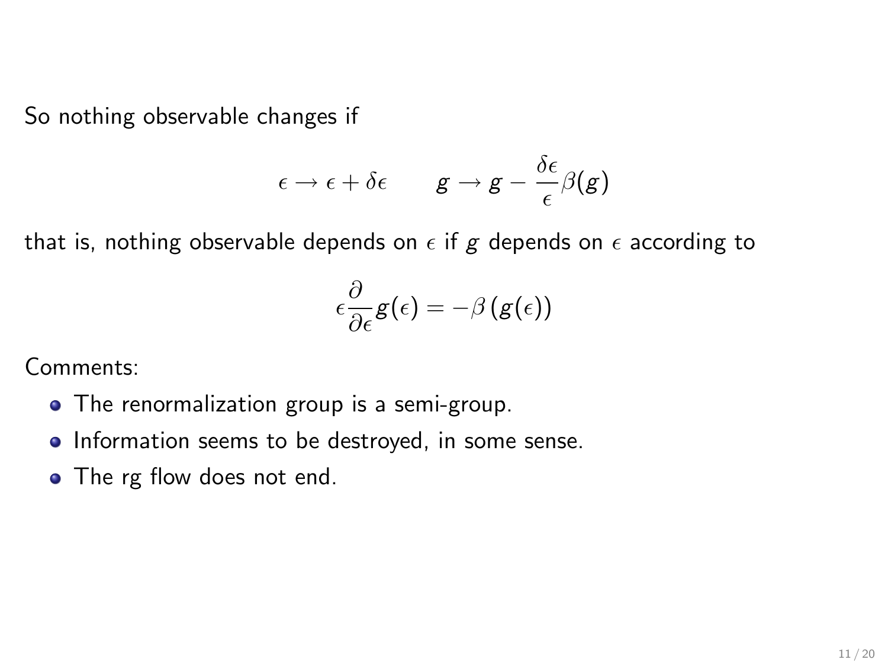So nothing observable changes if

$$\epsilon \to \epsilon + \delta\epsilon \qquad g \to g - \frac{\delta\epsilon}{\epsilon}\beta(g)$$

that is, nothing observable depends on $\epsilon$ if $g$ depends on $\epsilon$ according to

$$\epsilon \frac{\partial}{\partial \epsilon} g(\epsilon) = -\beta\left(g(\epsilon)\right)$$

Comments:

- The renormalization group is a semi-group.
- Information seems to be destroyed, in some sense.
- The rg flow does not end.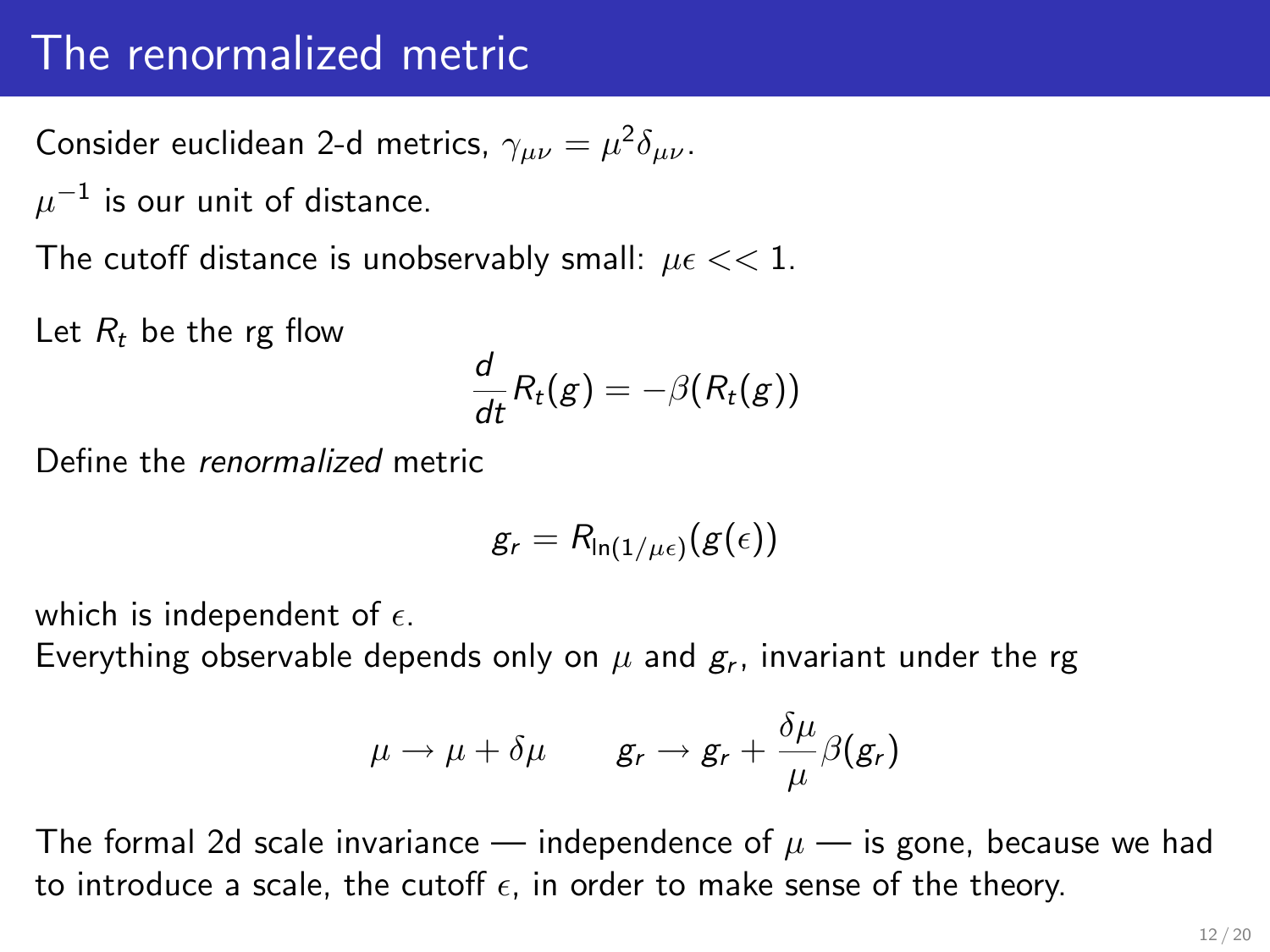# The renormalized metric

Consider euclidean 2-d metrics, $\gamma_{\mu\nu} = \mu^2 \delta_{\mu\nu}$.

$\mu^{-1}$ is our unit of distance.

The cutoff distance is unobservably small: $\mu\epsilon << 1$.

Let $R_t$ be the rg flow

$$\frac{d}{dt} R_t(g) = -\beta(R_t(g))$$

Define the *renormalized* metric

$$g_r = R_{\ln(1/\mu\epsilon)}(g(\epsilon))$$

which is independent of $\epsilon$.

Everything observable depends only on $\mu$ and $g_r$, invariant under the rg

$$\mu \rightarrow \mu + \delta\mu \qquad g_r \rightarrow g_r + \frac{\delta\mu}{\mu}\beta(g_r)$$

The formal 2d scale invariance — independence of $\mu$ — is gone, because we had to introduce a scale, the cutoff $\epsilon$, in order to make sense of the theory.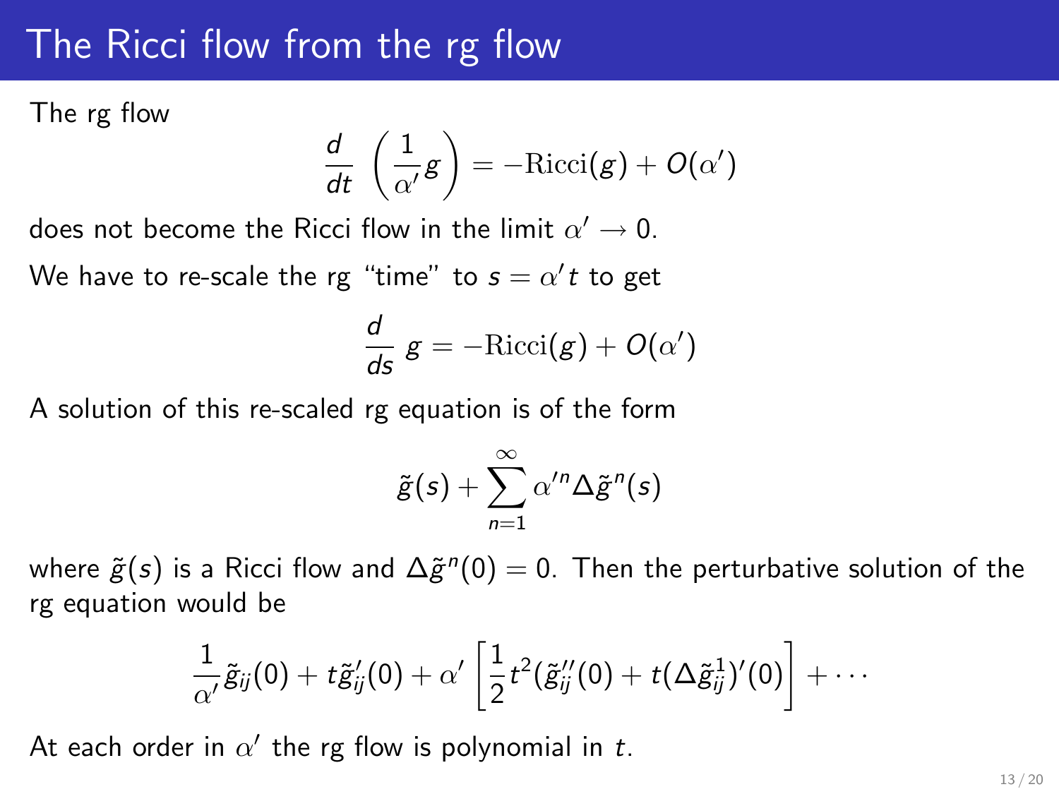# The Ricci flow from the rg flow

The rg flow

$$\frac{d}{dt}\left(\frac{1}{\alpha'} g\right) = -\mathrm{Ricci}(g) + O(\alpha')$$

does not become the Ricci flow in the limit $\alpha' \to 0$.

We have to re-scale the rg "time" to $s = \alpha' t$ to get

$$\frac{d}{ds}\, g = -\mathrm{Ricci}(g) + O(\alpha')$$

A solution of this re-scaled rg equation is of the form

$$\tilde{g}(s) + \sum_{n=1}^{\infty} \alpha'^n \Delta\tilde{g}^n(s)$$

where $\tilde{g}(s)$ is a Ricci flow and $\Delta\tilde{g}^n(0) = 0$. Then the perturbative solution of the rg equation would be

$$\frac{1}{\alpha'}\tilde{g}_{ij}(0) + t\tilde{g}'_{ij}(0) + \alpha'\left[\frac{1}{2}t^2(\tilde{g}''_{ij}(0) + t(\Delta\tilde{g}^1_{ij})'(0)\right] + \cdots$$

At each order in $\alpha'$ the rg flow is polynomial in $t$.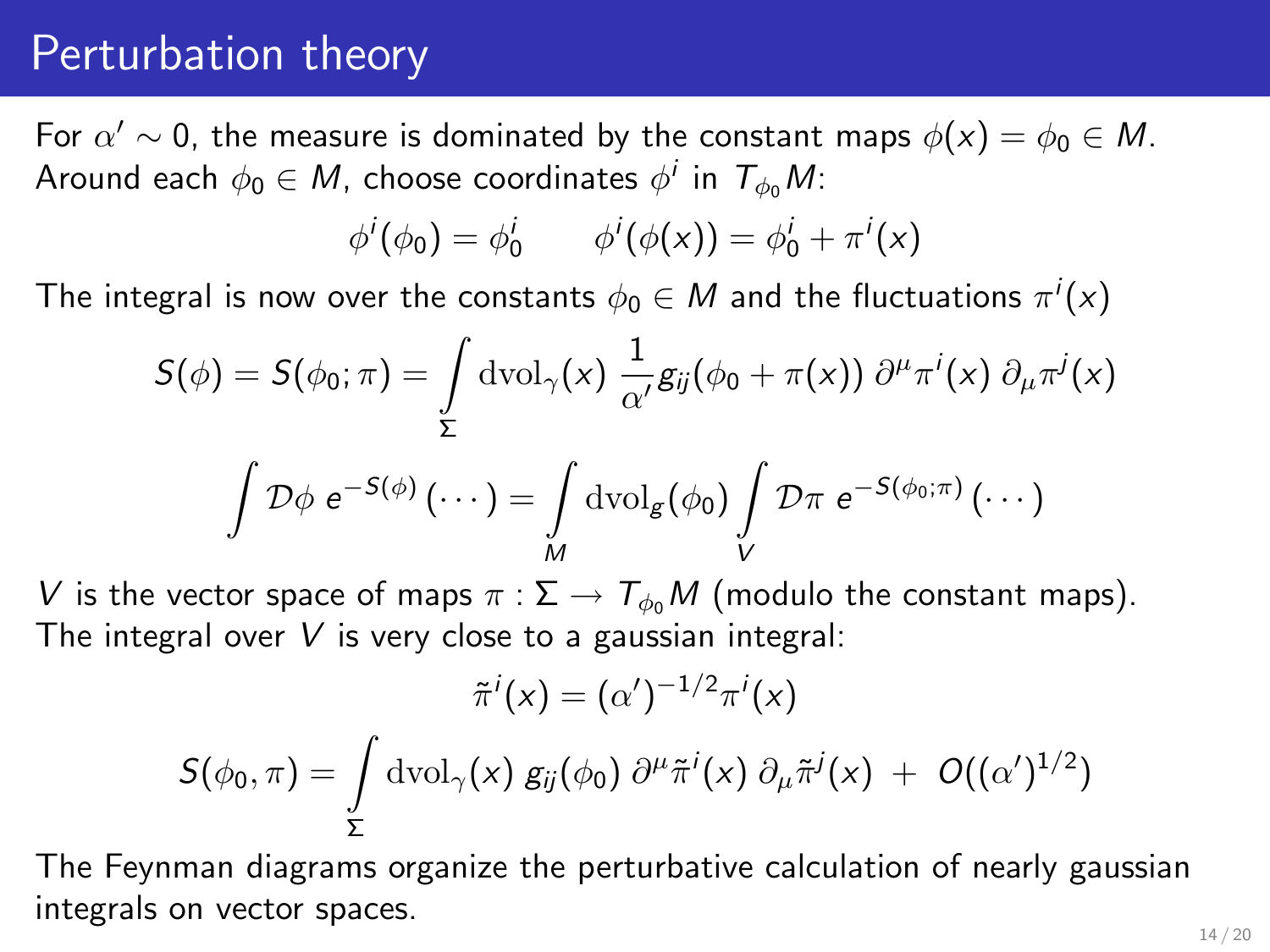# Perturbation theory

For $\alpha' \sim 0$, the measure is dominated by the constant maps $\phi(x) = \phi_0 \in M$. Around each $\phi_0 \in M$, choose coordinates $\phi^i$ in $T_{\phi_0}M$:

$$\phi^i(\phi_0) = \phi_0^i \qquad \phi^i(\phi(x)) = \phi_0^i + \pi^i(x)$$

The integral is now over the constants $\phi_0 \in M$ and the fluctuations $\pi^i(x)$

$$S(\phi) = S(\phi_0; \pi) = \int_\Sigma \mathrm{dvol}_\gamma(x)\ \frac{1}{\alpha'} g_{ij}(\phi_0 + \pi(x))\ \partial^\mu \pi^i(x)\ \partial_\mu \pi^j(x)$$

$$\int \mathcal{D}\phi\ e^{-S(\phi)}\,(\cdots) = \int_M \mathrm{dvol}_g(\phi_0) \int_V \mathcal{D}\pi\ e^{-S(\phi_0;\pi)}\,(\cdots)$$

$V$ is the vector space of maps $\pi : \Sigma \to T_{\phi_0}M$ (modulo the constant maps). The integral over $V$ is very close to a gaussian integral:

$$\tilde{\pi}^i(x) = (\alpha')^{-1/2}\pi^i(x)$$

$$S(\phi_0, \pi) = \int_\Sigma \mathrm{dvol}_\gamma(x)\ g_{ij}(\phi_0)\ \partial^\mu \tilde{\pi}^i(x)\ \partial_\mu \tilde{\pi}^j(x)\ +\ O((\alpha')^{1/2})$$

The Feynman diagrams organize the perturbative calculation of nearly gaussian integrals on vector spaces.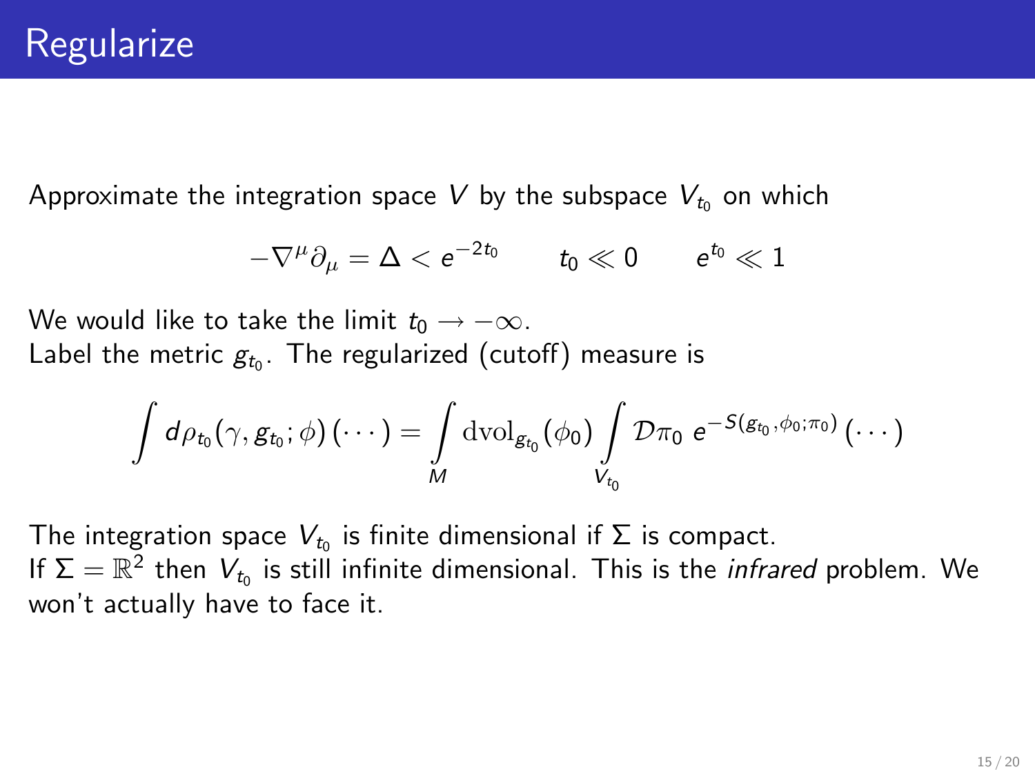# Regularize

Approximate the integration space $V$ by the subspace $V_{t_0}$ on which

$$-\nabla^\mu \partial_\mu = \Delta < e^{-2t_0} \qquad t_0 \ll 0 \qquad e^{t_0} \ll 1$$

We would like to take the limit $t_0 \to -\infty$.
Label the metric $g_{t_0}$. The regularized (cutoff) measure is

$$\int d\rho_{t_0}(\gamma, g_{t_0}; \phi)\,(\cdots) = \int_M \mathrm{dvol}_{g_{t_0}}(\phi_0) \int_{V_{t_0}} \mathcal{D}\pi_0 \; e^{-S(g_{t_0},\phi_0;\pi_0)}\,(\cdots)$$

The integration space $V_{t_0}$ is finite dimensional if $\Sigma$ is compact.
If $\Sigma = \mathbb{R}^2$ then $V_{t_0}$ is still infinite dimensional. This is the *infrared* problem. We won't actually have to face it.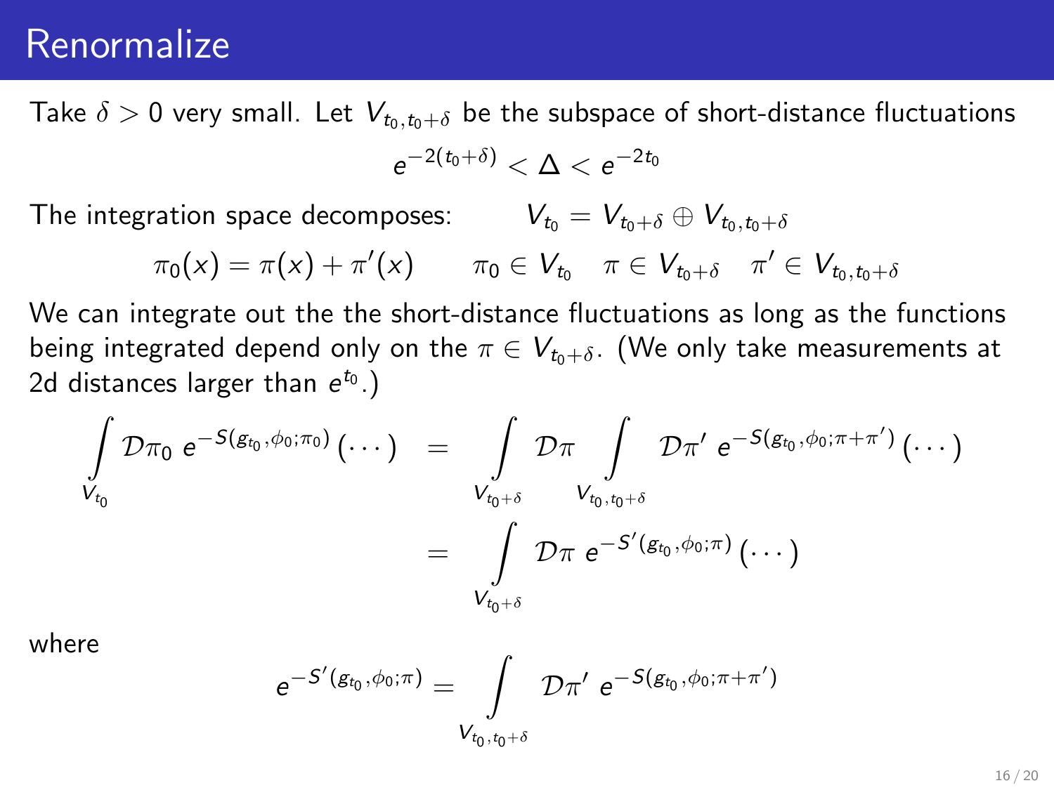# Renormalize

Take $\delta > 0$ very small. Let $V_{t_0,t_0+\delta}$ be the subspace of short-distance fluctuations

$$e^{-2(t_0+\delta)} < \Delta < e^{-2t_0}$$

The integration space decomposes: $\qquad V_{t_0} = V_{t_0+\delta} \oplus V_{t_0,t_0+\delta}$

$$\pi_0(x) = \pi(x) + \pi'(x) \qquad \pi_0 \in V_{t_0} \quad \pi \in V_{t_0+\delta} \quad \pi' \in V_{t_0,t_0+\delta}$$

We can integrate out the the short-distance fluctuations as long as the functions being integrated depend only on the $\pi \in V_{t_0+\delta}$. (We only take measurements at 2d distances larger than $e^{t_0}$.)

$$\begin{aligned}
\int_{V_{t_0}} \mathcal{D}\pi_0 \; e^{-S(g_{t_0},\phi_0;\pi_0)} (\cdots) &= \int_{V_{t_0+\delta}} \mathcal{D}\pi \int_{V_{t_0,t_0+\delta}} \mathcal{D}\pi' \; e^{-S(g_{t_0},\phi_0;\pi+\pi')} (\cdots) \\
&= \int_{V_{t_0+\delta}} \mathcal{D}\pi \; e^{-S'(g_{t_0},\phi_0;\pi)} (\cdots)
\end{aligned}$$

where

$$e^{-S'(g_{t_0},\phi_0;\pi)} = \int_{V_{t_0,t_0+\delta}} \mathcal{D}\pi' \; e^{-S(g_{t_0},\phi_0;\pi+\pi')}$$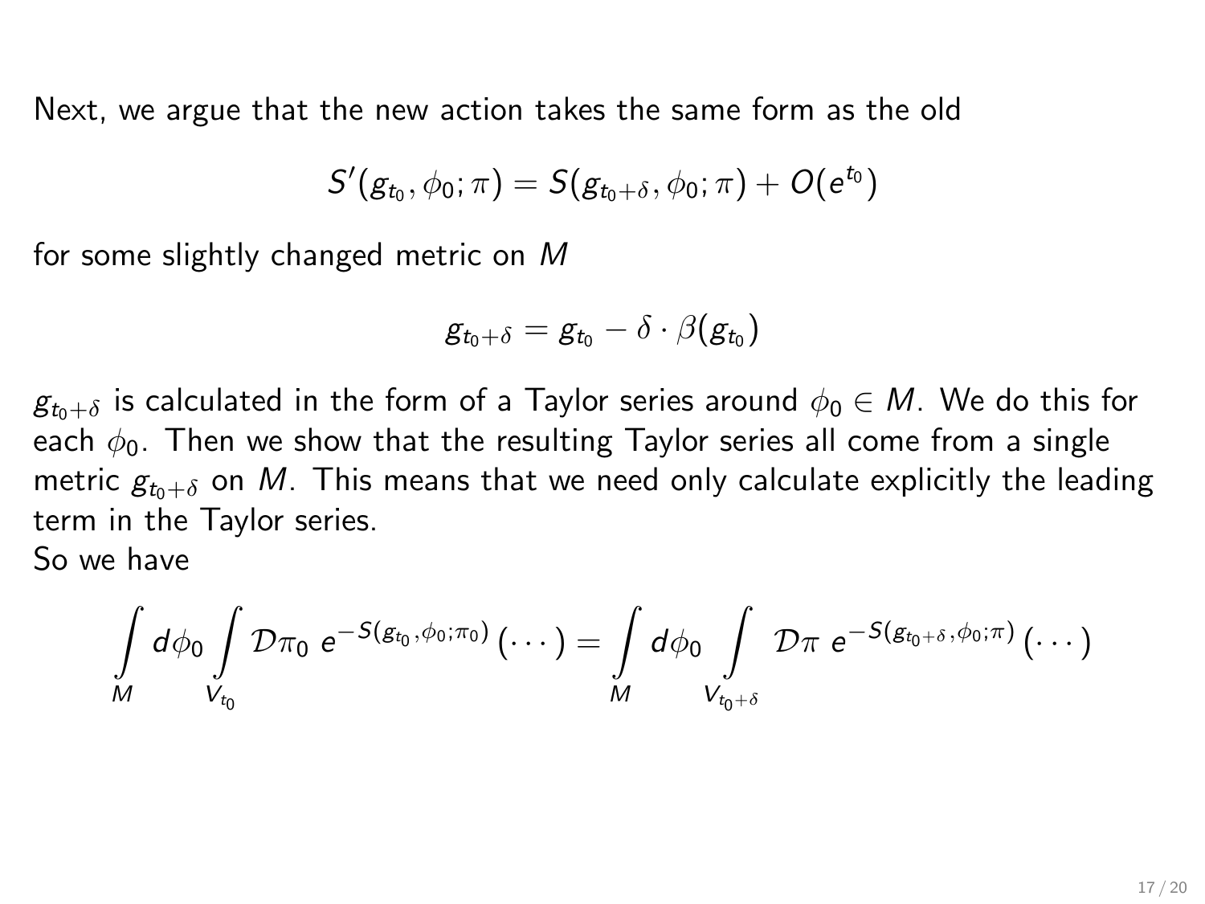Next, we argue that the new action takes the same form as the old

$$S'(g_{t_0}, \phi_0; \pi) = S(g_{t_0+\delta}, \phi_0; \pi) + O(e^{t_0})$$

for some slightly changed metric on $M$

$$g_{t_0+\delta} = g_{t_0} - \delta \cdot \beta(g_{t_0})$$

$g_{t_0+\delta}$ is calculated in the form of a Taylor series around $\phi_0 \in M$. We do this for each $\phi_0$. Then we show that the resulting Taylor series all come from a single metric $g_{t_0+\delta}$ on $M$. This means that we need only calculate explicitly the leading term in the Taylor series.

So we have

$$\int_M d\phi_0 \int_{V_{t_0}} \mathcal{D}\pi_0 \; e^{-S(g_{t_0}, \phi_0; \pi_0)} (\cdots) = \int_M d\phi_0 \int_{V_{t_0+\delta}} \mathcal{D}\pi \; e^{-S(g_{t_0+\delta}, \phi_0; \pi)} (\cdots)$$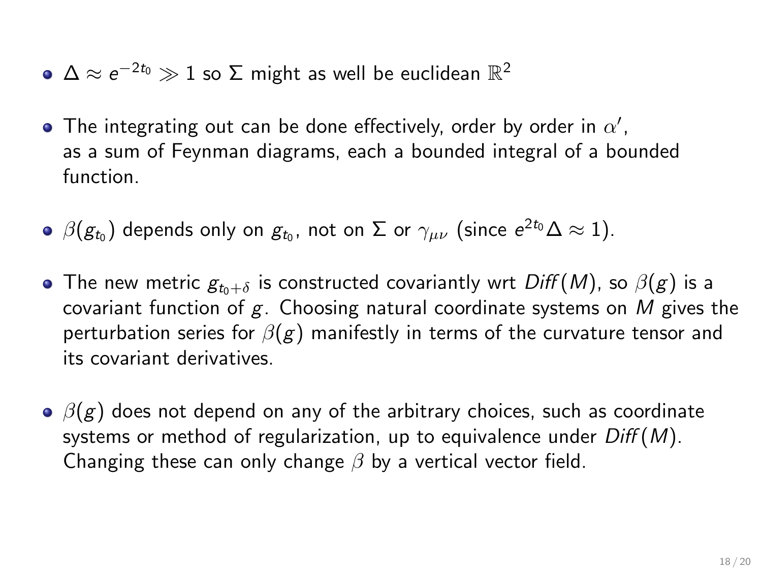- $\Delta \approx e^{-2t_0} \gg 1$ so $\Sigma$ might as well be euclidean $\mathbb{R}^2$

- The integrating out can be done effectively, order by order in $\alpha'$, as a sum of Feynman diagrams, each a bounded integral of a bounded function.

- $\beta(g_{t_0})$ depends only on $g_{t_0}$, not on $\Sigma$ or $\gamma_{\mu\nu}$ (since $e^{2t_0}\Delta \approx 1$).

- The new metric $g_{t_0+\delta}$ is constructed covariantly wrt $Diff(M)$, so $\beta(g)$ is a covariant function of $g$. Choosing natural coordinate systems on $M$ gives the perturbation series for $\beta(g)$ manifestly in terms of the curvature tensor and its covariant derivatives.

- $\beta(g)$ does not depend on any of the arbitrary choices, such as coordinate systems or method of regularization, up to equivalence under $Diff(M)$. Changing these can only change $\beta$ by a vertical vector field.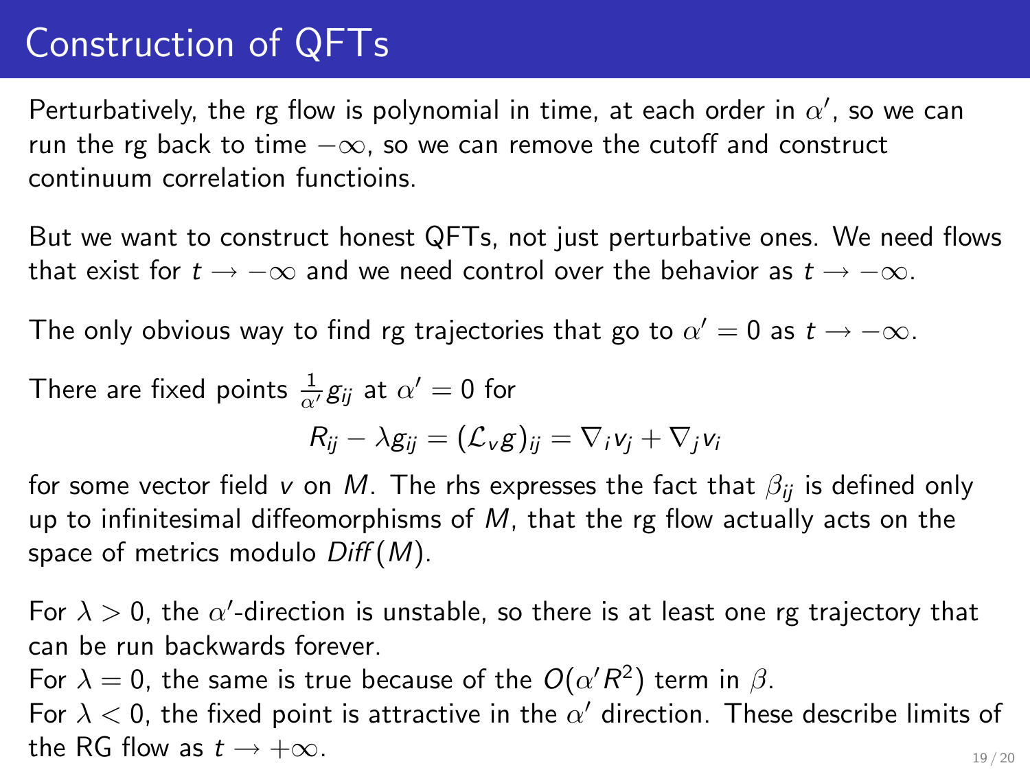# Construction of QFTs

Perturbatively, the rg flow is polynomial in time, at each order in $\alpha'$, so we can run the rg back to time $-\infty$, so we can remove the cutoff and construct continuum correlation functioins.

But we want to construct honest QFTs, not just perturbative ones. We need flows that exist for $t \to -\infty$ and we need control over the behavior as $t \to -\infty$.

The only obvious way to find rg trajectories that go to $\alpha' = 0$ as $t \to -\infty$.

There are fixed points $\frac{1}{\alpha'} g_{ij}$ at $\alpha' = 0$ for

$$R_{ij} - \lambda g_{ij} = (\mathcal{L}_v g)_{ij} = \nabla_i v_j + \nabla_j v_i$$

for some vector field $v$ on $M$. The rhs expresses the fact that $\beta_{ij}$ is defined only up to infinitesimal diffeomorphisms of $M$, that the rg flow actually acts on the space of metrics modulo $Diff(M)$.

For $\lambda > 0$, the $\alpha'$-direction is unstable, so there is at least one rg trajectory that can be run backwards forever.
For $\lambda = 0$, the same is true because of the $O(\alpha' R^2)$ term in $\beta$.
For $\lambda < 0$, the fixed point is attractive in the $\alpha'$ direction. These describe limits of the RG flow as $t \to +\infty$.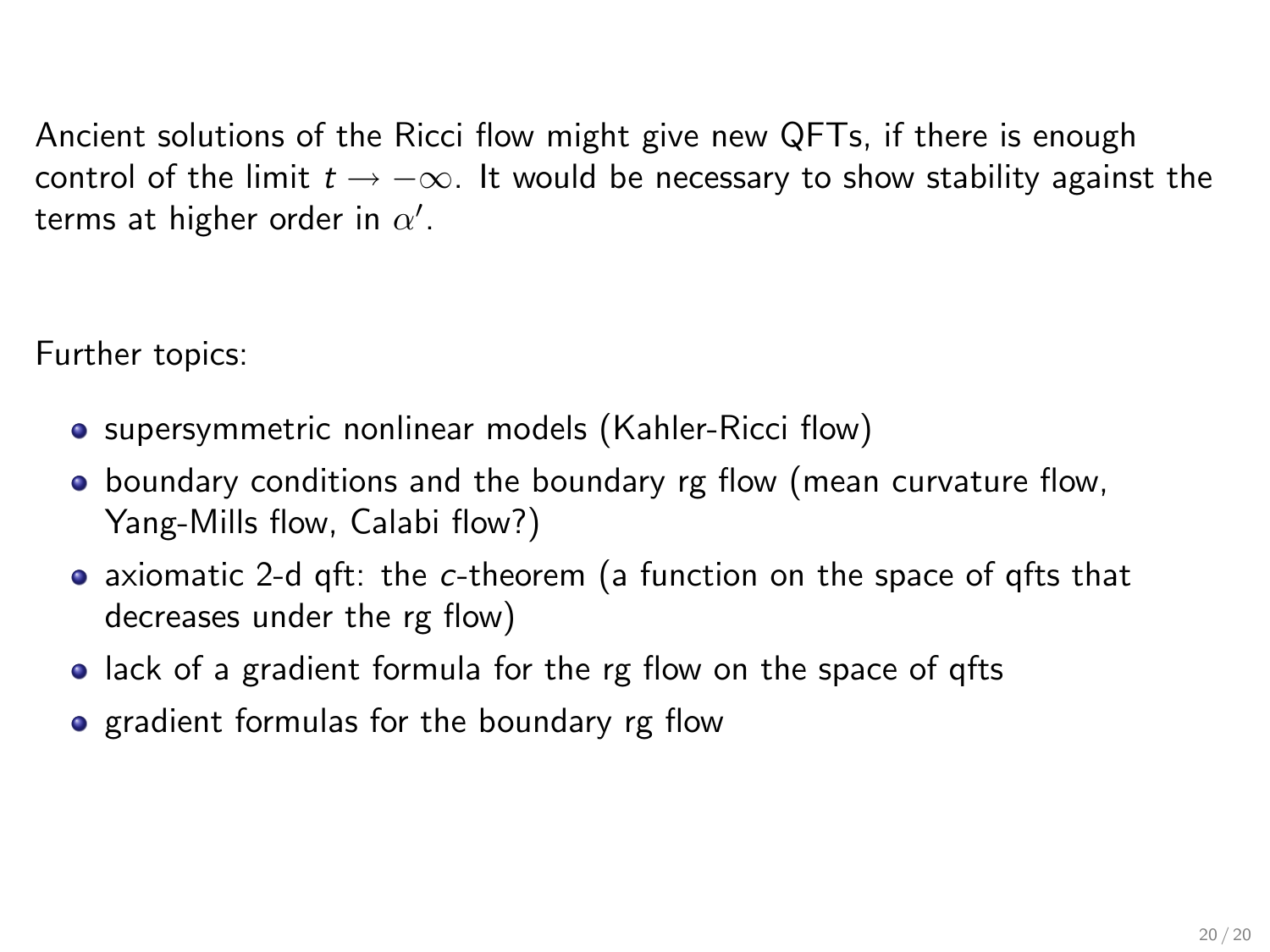Ancient solutions of the Ricci flow might give new QFTs, if there is enough control of the limit $t \to -\infty$. It would be necessary to show stability against the terms at higher order in $\alpha'$.

Further topics:

- supersymmetric nonlinear models (Kahler-Ricci flow)
- boundary conditions and the boundary rg flow (mean curvature flow, Yang-Mills flow, Calabi flow?)
- axiomatic 2-d qft: the $c$-theorem (a function on the space of qfts that decreases under the rg flow)
- lack of a gradient formula for the rg flow on the space of qfts
- gradient formulas for the boundary rg flow